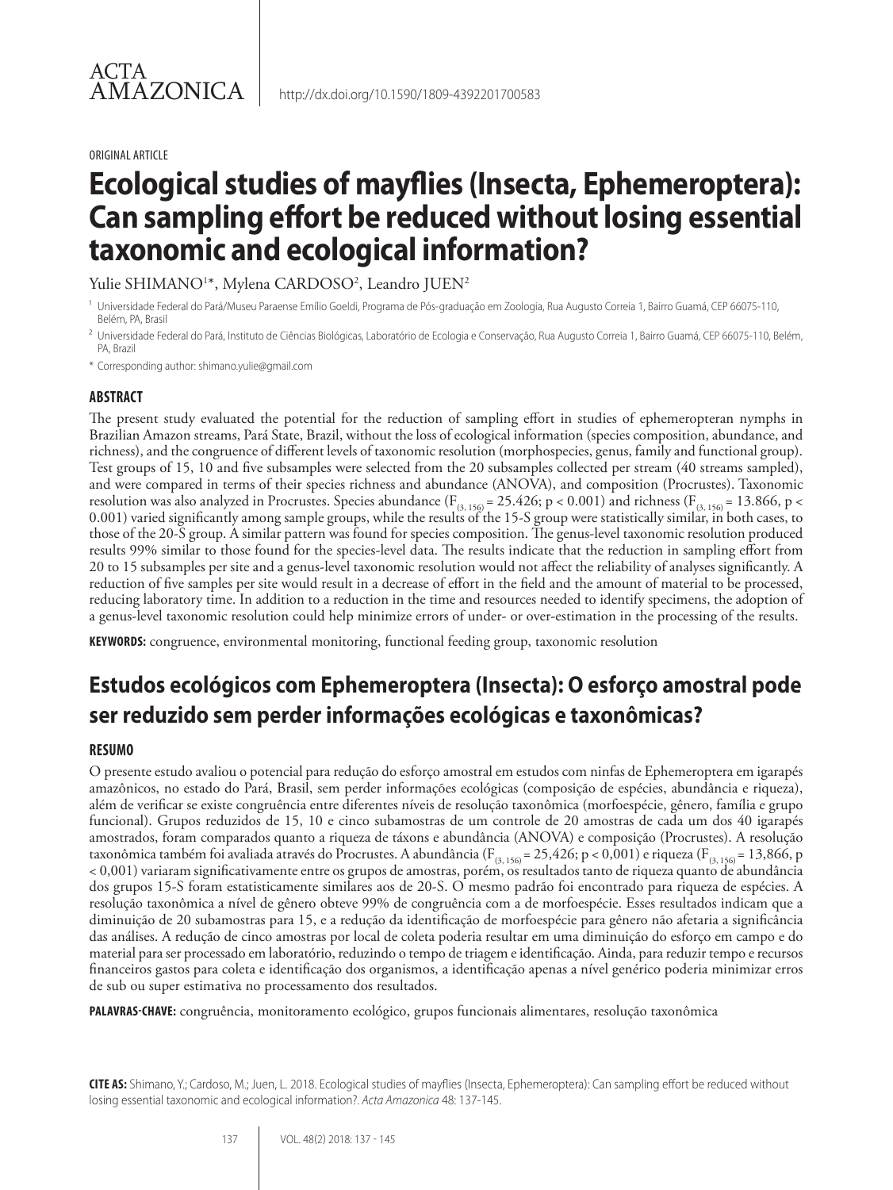ACTA AMAZONICA

http://dx.doi.org/10.1590/1809-4392201700583

ORIGINAL ARTICLE

# Ecological studies of mayflies (Insecta, Ephemeroptera): Can sampling effort be reduced without losing essential taxonomic and ecological information?

Yulie SHIMANO[1]*, Mylena CARDOSO[2], Leandro JUEN[2]

[1] Universidade Federal do Pará/Museu Paraense Emílio Goeldi, Programa de Pós-graduação em Zoologia, Rua Augusto Correia 1, Bairro Guamá, CEP 66075-110, Belém, PA, Brasil

[2] Universidade Federal do Pará, Instituto de Ciências Biológicas, Laboratório de Ecologia e Conservação, Rua Augusto Correia 1, Bairro Guamá, CEP 66075-110, Belém, PA, Brazil

* Corresponding author: shimano.yulie@gmail.com

## ABSTRACT

The present study evaluated the potential for the reduction of sampling effort in studies of ephemeropteran nymphs in Brazilian Amazon streams, Pará State, Brazil, without the loss of ecological information (species composition, abundance, and richness), and the congruence of different levels of taxonomic resolution (morphospecies, genus, family and functional group). Test groups of 15, 10 and five subsamples were selected from the 20 subsamples collected per stream (40 streams sampled), and were compared in terms of their species richness and abundance (ANOVA), and composition (Procrustes). Taxonomic resolution was also analyzed in Procrustes. Species abundance ($F_{(3, 156)} = 25.426$; $p < 0.001$) and richness ($F_{(3, 156)} = 13.866$, $p < 0.001$) varied significantly among sample groups, while the results of the 15-S group were statistically similar, in both cases, to those of the 20-S group. A similar pattern was found for species composition. The genus-level taxonomic resolution produced results 99% similar to those found for the species-level data. The results indicate that the reduction in sampling effort from 20 to 15 subsamples per site and a genus-level taxonomic resolution would not affect the reliability of analyses significantly. A reduction of five samples per site would result in a decrease of effort in the field and the amount of material to be processed, reducing laboratory time. In addition to a reduction in the time and resources needed to identify specimens, the adoption of a genus-level taxonomic resolution could help minimize errors of under- or over-estimation in the processing of the results.

**KEYWORDS:** congruence, environmental monitoring, functional feeding group, taxonomic resolution

# Estudos ecológicos com Ephemeroptera (Insecta): O esforço amostral pode ser reduzido sem perder informações ecológicas e taxonômicas?

## RESUMO

O presente estudo avaliou o potencial para redução do esforço amostral em estudos com ninfas de Ephemeroptera em igarapés amazônicos, no estado do Pará, Brasil, sem perder informações ecológicas (composição de espécies, abundância e riqueza), além de verificar se existe congruência entre diferentes níveis de resolução taxonômica (morfoespécie, gênero, família e grupo funcional). Grupos reduzidos de 15, 10 e cinco subamostras de um controle de 20 amostras de cada um dos 40 igarapés amostrados, foram comparados quanto a riqueza de táxons e abundância (ANOVA) e composição (Procrustes). A resolução taxonômica também foi avaliada através do Procrustes. A abundância ($F_{(3, 156)} = 25{,}426$; $p < 0{,}001$) e riqueza ($F_{(3, 156)} = 13{,}866$, $p < 0{,}001$) variaram significativamente entre os grupos de amostras, porém, os resultados tanto de riqueza quanto de abundância dos grupos 15-S foram estatisticamente similares aos de 20-S. O mesmo padrão foi encontrado para riqueza de espécies. A resolução taxonômica a nível de gênero obteve 99% de congruência com a de morfoespécie. Esses resultados indicam que a diminuição de 20 subamostras para 15, e a redução da identificação de morfoespécie para gênero não afetaria a significância das análises. A redução de cinco amostras por local de coleta poderia resultar em uma diminuição do esforço em campo e do material para ser processado em laboratório, reduzindo o tempo de triagem e identificação. Ainda, para reduzir tempo e recursos financeiros gastos para coleta e identificação dos organismos, a identificação apenas a nível genérico poderia minimizar erros de sub ou super estimativa no processamento dos resultados.

**PALAVRAS-CHAVE:** congruência, monitoramento ecológico, grupos funcionais alimentares, resolução taxonômica

**CITE AS:** Shimano, Y.; Cardoso, M.; Juen, L. 2018. Ecological studies of mayflies (Insecta, Ephemeroptera): Can sampling effort be reduced without losing essential taxonomic and ecological information?. *Acta Amazonica* 48: 137-145.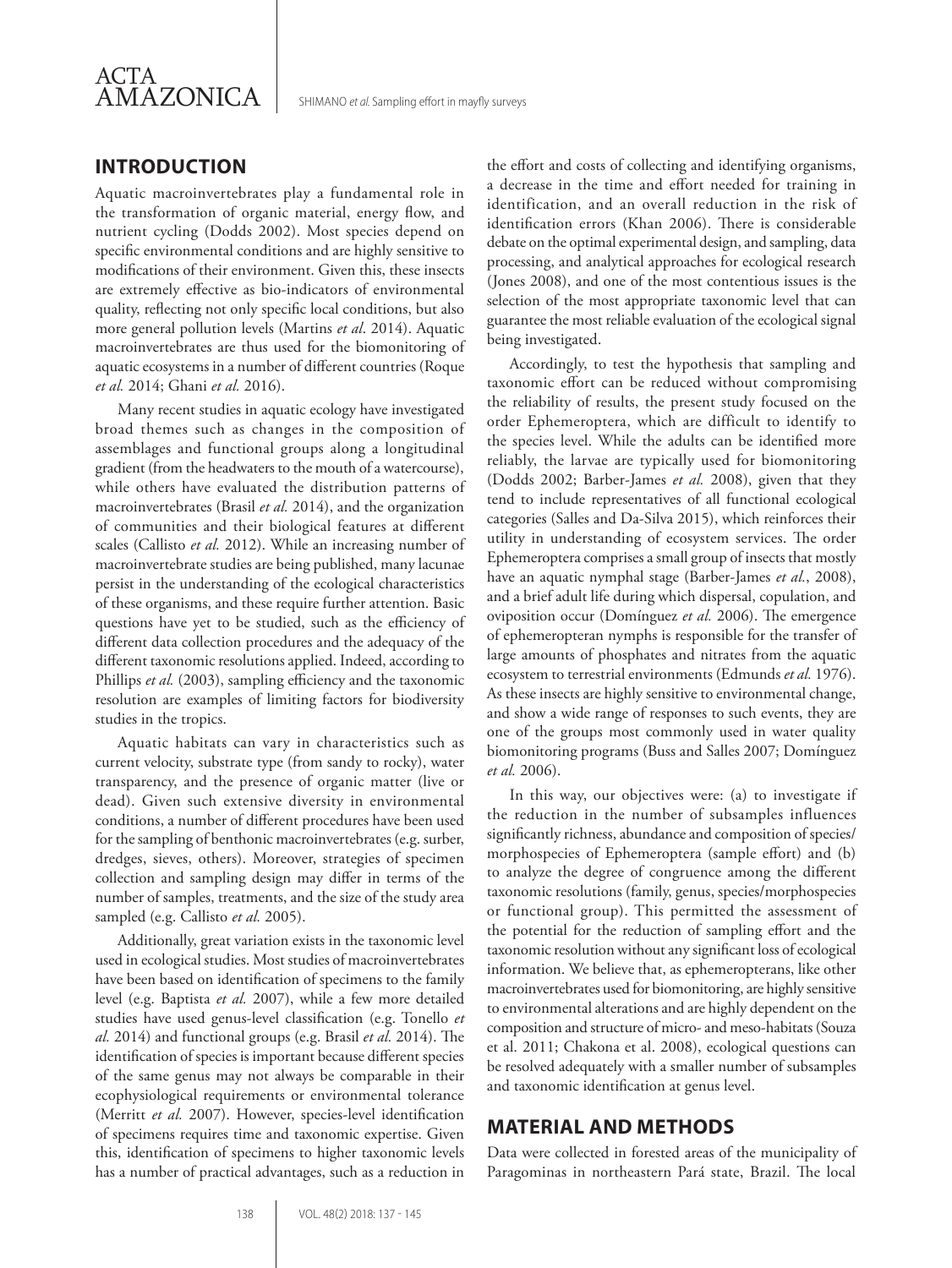## INTRODUCTION

Aquatic macroinvertebrates play a fundamental role in the transformation of organic material, energy flow, and nutrient cycling (Dodds 2002). Most species depend on specific environmental conditions and are highly sensitive to modifications of their environment. Given this, these insects are extremely effective as bio-indicators of environmental quality, reflecting not only specific local conditions, but also more general pollution levels (Martins *et al*. 2014). Aquatic macroinvertebrates are thus used for the biomonitoring of aquatic ecosystems in a number of different countries (Roque *et al.* 2014; Ghani *et al.* 2016).

Many recent studies in aquatic ecology have investigated broad themes such as changes in the composition of assemblages and functional groups along a longitudinal gradient (from the headwaters to the mouth of a watercourse), while others have evaluated the distribution patterns of macroinvertebrates (Brasil *et al.* 2014), and the organization of communities and their biological features at different scales (Callisto *et al.* 2012). While an increasing number of macroinvertebrate studies are being published, many lacunae persist in the understanding of the ecological characteristics of these organisms, and these require further attention. Basic questions have yet to be studied, such as the efficiency of different data collection procedures and the adequacy of the different taxonomic resolutions applied. Indeed, according to Phillips *et al.* (2003), sampling efficiency and the taxonomic resolution are examples of limiting factors for biodiversity studies in the tropics.

Aquatic habitats can vary in characteristics such as current velocity, substrate type (from sandy to rocky), water transparency, and the presence of organic matter (live or dead). Given such extensive diversity in environmental conditions, a number of different procedures have been used for the sampling of benthonic macroinvertebrates (e.g. surber, dredges, sieves, others). Moreover, strategies of specimen collection and sampling design may differ in terms of the number of samples, treatments, and the size of the study area sampled (e.g. Callisto *et al.* 2005).

Additionally, great variation exists in the taxonomic level used in ecological studies. Most studies of macroinvertebrates have been based on identification of specimens to the family level (e.g. Baptista *et al.* 2007), while a few more detailed studies have used genus-level classification (e.g. Tonello *et al.* 2014) and functional groups (e.g. Brasil *et al.* 2014). The identification of species is important because different species of the same genus may not always be comparable in their ecophysiological requirements or environmental tolerance (Merritt *et al.* 2007). However, species-level identification of specimens requires time and taxonomic expertise. Given this, identification of specimens to higher taxonomic levels has a number of practical advantages, such as a reduction in the effort and costs of collecting and identifying organisms, a decrease in the time and effort needed for training in identification, and an overall reduction in the risk of identification errors (Khan 2006). There is considerable debate on the optimal experimental design, and sampling, data processing, and analytical approaches for ecological research (Jones 2008), and one of the most contentious issues is the selection of the most appropriate taxonomic level that can guarantee the most reliable evaluation of the ecological signal being investigated.

Accordingly, to test the hypothesis that sampling and taxonomic effort can be reduced without compromising the reliability of results, the present study focused on the order Ephemeroptera, which are difficult to identify to the species level. While the adults can be identified more reliably, the larvae are typically used for biomonitoring (Dodds 2002; Barber-James *et al.* 2008), given that they tend to include representatives of all functional ecological categories (Salles and Da-Silva 2015), which reinforces their utility in understanding of ecosystem services. The order Ephemeroptera comprises a small group of insects that mostly have an aquatic nymphal stage (Barber-James *et al.*, 2008), and a brief adult life during which dispersal, copulation, and oviposition occur (Domínguez *et al.* 2006). The emergence of ephemeropteran nymphs is responsible for the transfer of large amounts of phosphates and nitrates from the aquatic ecosystem to terrestrial environments (Edmunds *et al.* 1976). As these insects are highly sensitive to environmental change, and show a wide range of responses to such events, they are one of the groups most commonly used in water quality biomonitoring programs (Buss and Salles 2007; Domínguez *et al.* 2006).

In this way, our objectives were: (a) to investigate if the reduction in the number of subsamples influences significantly richness, abundance and composition of species/morphospecies of Ephemeroptera (sample effort) and (b) to analyze the degree of congruence among the different taxonomic resolutions (family, genus, species/morphospecies or functional group). This permitted the assessment of the potential for the reduction of sampling effort and the taxonomic resolution without any significant loss of ecological information. We believe that, as ephemeropterans, like other macroinvertebrates used for biomonitoring, are highly sensitive to environmental alterations and are highly dependent on the composition and structure of micro- and meso-habitats (Souza et al. 2011; Chakona et al. 2008), ecological questions can be resolved adequately with a smaller number of subsamples and taxonomic identification at genus level.

## MATERIAL AND METHODS

Data were collected in forested areas of the municipality of Paragominas in northeastern Pará state, Brazil. The local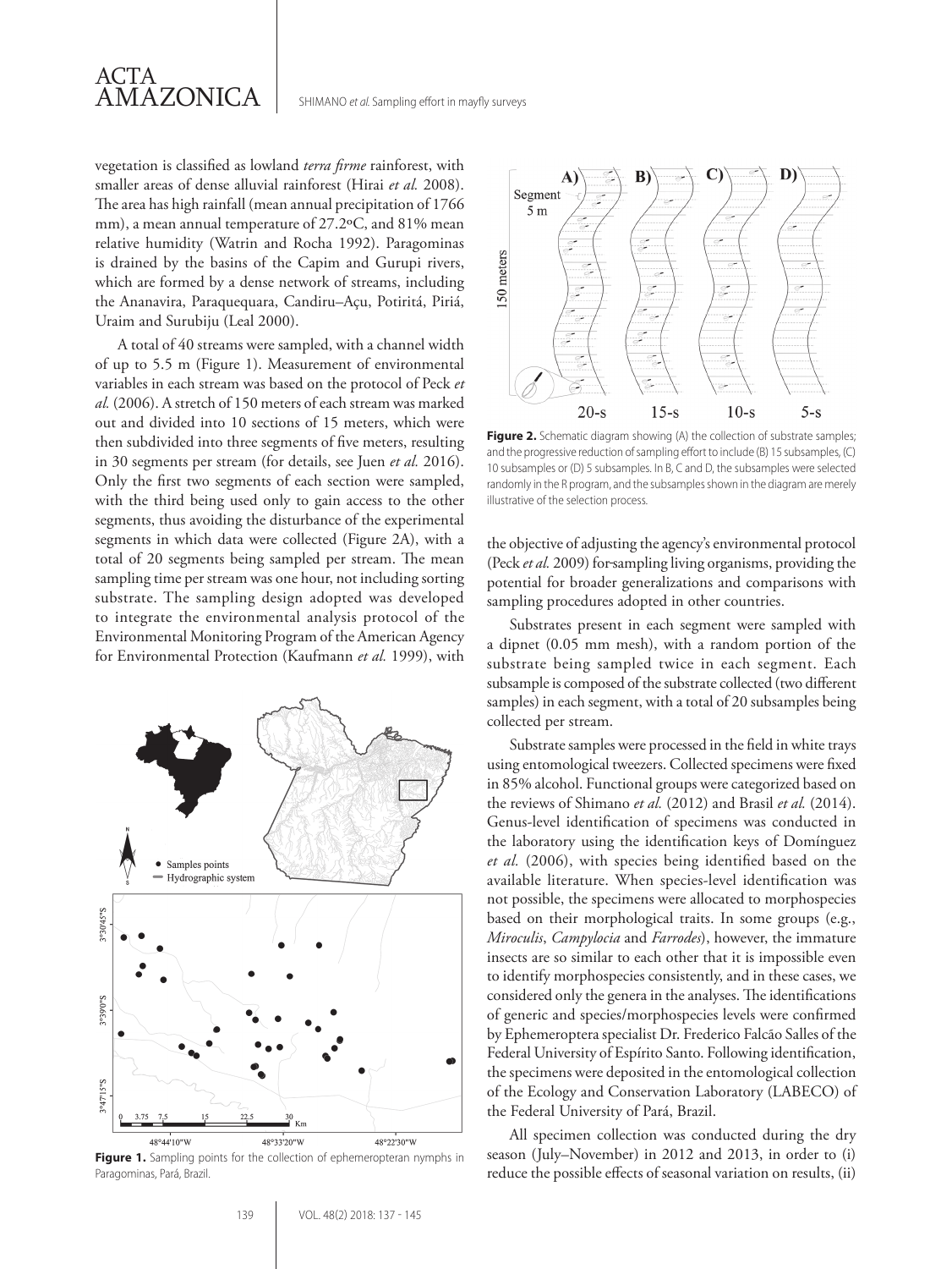vegetation is classified as lowland *terra firme* rainforest, with smaller areas of dense alluvial rainforest (Hirai *et al.* 2008). The area has high rainfall (mean annual precipitation of 1766 mm), a mean annual temperature of 27.2ºC, and 81% mean relative humidity (Watrin and Rocha 1992). Paragominas is drained by the basins of the Capim and Gurupi rivers, which are formed by a dense network of streams, including the Ananavira, Paraquequara, Candiru–Açu, Potiritá, Piriá, Uraim and Surubiju (Leal 2000).

A total of 40 streams were sampled, with a channel width of up to 5.5 m (Figure 1). Measurement of environmental variables in each stream was based on the protocol of Peck *et al.* (2006). A stretch of 150 meters of each stream was marked out and divided into 10 sections of 15 meters, which were then subdivided into three segments of five meters, resulting in 30 segments per stream (for details, see Juen *et al.* 2016). Only the first two segments of each section were sampled, with the third being used only to gain access to the other segments, thus avoiding the disturbance of the experimental segments in which data were collected (Figure 2A), with a total of 20 segments being sampled per stream. The mean sampling time per stream was one hour, not including sorting substrate. The sampling design adopted was developed to integrate the environmental analysis protocol of the Environmental Monitoring Program of the American Agency for Environmental Protection (Kaufmann *et al.* 1999), with the objective of adjusting the agency's environmental protocol (Peck *et al.* 2009) for sampling living organisms, providing the potential for broader generalizations and comparisons with sampling procedures adopted in other countries.

**Figure 1.** Sampling points for the collection of ephemeropteran nymphs in Paragominas, Pará, Brazil.

**Figure 2.** Schematic diagram showing (A) the collection of substrate samples; and the progressive reduction of sampling effort to include (B) 15 subsamples, (C) 10 subsamples or (D) 5 subsamples. In B, C and D, the subsamples were selected randomly in the R program, and the subsamples shown in the diagram are merely illustrative of the selection process.

Substrates present in each segment were sampled with a dipnet (0.05 mm mesh), with a random portion of the substrate being sampled twice in each segment. Each subsample is composed of the substrate collected (two different samples) in each segment, with a total of 20 subsamples being collected per stream.

Substrate samples were processed in the field in white trays using entomological tweezers. Collected specimens were fixed in 85% alcohol. Functional groups were categorized based on the reviews of Shimano *et al.* (2012) and Brasil *et al.* (2014). Genus-level identification of specimens was conducted in the laboratory using the identification keys of Domínguez *et al.* (2006), with species being identified based on the available literature. When species-level identification was not possible, the specimens were allocated to morphospecies based on their morphological traits. In some groups (e.g., *Miroculis*, *Campylocia* and *Farrodes*), however, the immature insects are so similar to each other that it is impossible even to identify morphospecies consistently, and in these cases, we considered only the genera in the analyses. The identifications of generic and species/morphospecies levels were confirmed by Ephemeroptera specialist Dr. Frederico Falcão Salles of the Federal University of Espírito Santo. Following identification, the specimens were deposited in the entomological collection of the Ecology and Conservation Laboratory (LABECO) of the Federal University of Pará, Brazil.

All specimen collection was conducted during the dry season (July–November) in 2012 and 2013, in order to (i) reduce the possible effects of seasonal variation on results, (ii)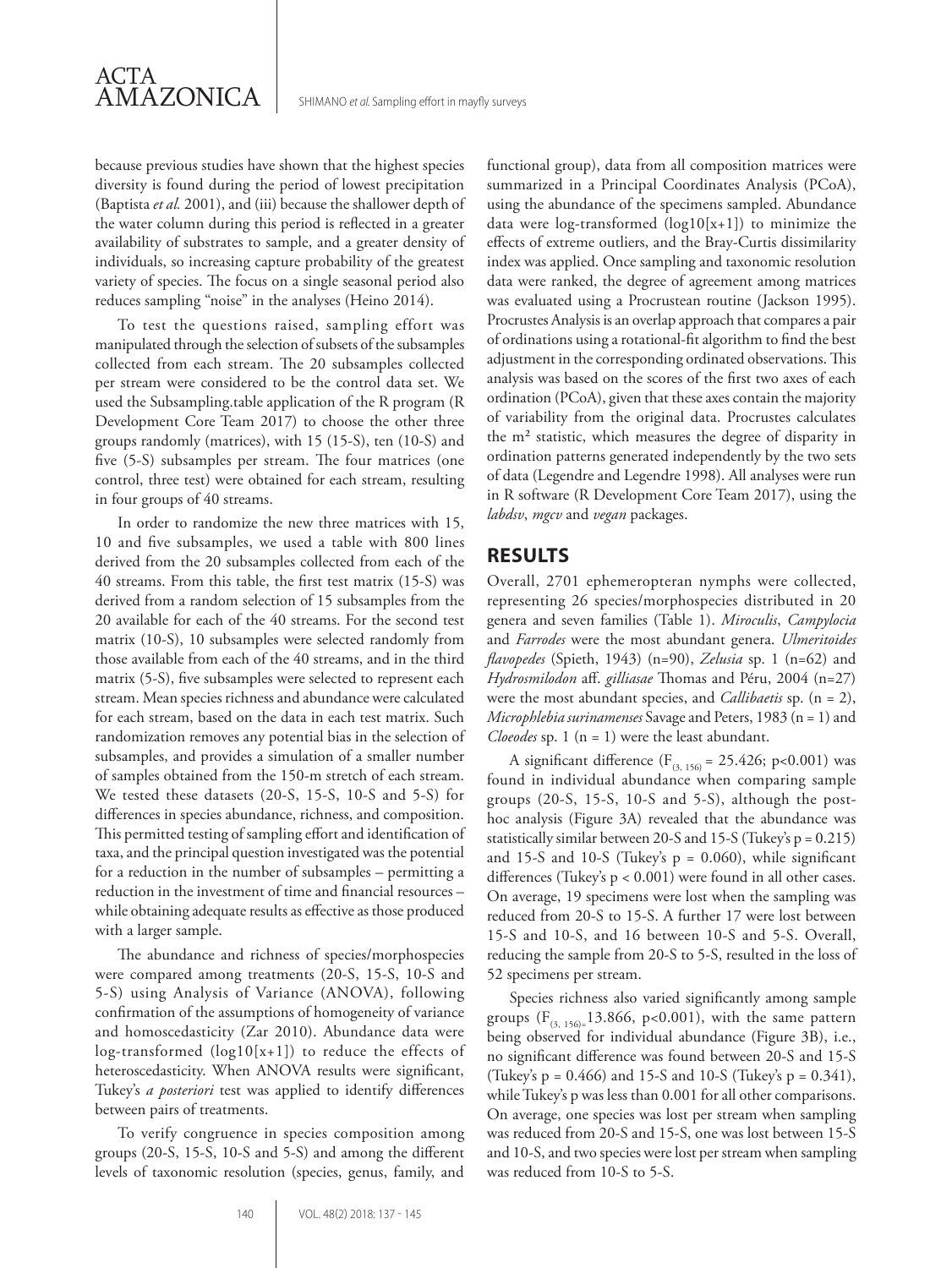because previous studies have shown that the highest species diversity is found during the period of lowest precipitation (Baptista *et al.* 2001), and (iii) because the shallower depth of the water column during this period is reflected in a greater availability of substrates to sample, and a greater density of individuals, so increasing capture probability of the greatest variety of species. The focus on a single seasonal period also reduces sampling "noise" in the analyses (Heino 2014).

To test the questions raised, sampling effort was manipulated through the selection of subsets of the subsamples collected from each stream. The 20 subsamples collected per stream were considered to be the control data set. We used the Subsampling.table application of the R program (R Development Core Team 2017) to choose the other three groups randomly (matrices), with 15 (15-S), ten (10-S) and five (5-S) subsamples per stream. The four matrices (one control, three test) were obtained for each stream, resulting in four groups of 40 streams.

In order to randomize the new three matrices with 15, 10 and five subsamples, we used a table with 800 lines derived from the 20 subsamples collected from each of the 40 streams. From this table, the first test matrix (15-S) was derived from a random selection of 15 subsamples from the 20 available for each of the 40 streams. For the second test matrix (10-S), 10 subsamples were selected randomly from those available from each of the 40 streams, and in the third matrix (5-S), five subsamples were selected to represent each stream. Mean species richness and abundance were calculated for each stream, based on the data in each test matrix. Such randomization removes any potential bias in the selection of subsamples, and provides a simulation of a smaller number of samples obtained from the 150-m stretch of each stream. We tested these datasets (20-S, 15-S, 10-S and 5-S) for differences in species abundance, richness, and composition. This permitted testing of sampling effort and identification of taxa, and the principal question investigated was the potential for a reduction in the number of subsamples – permitting a reduction in the investment of time and financial resources – while obtaining adequate results as effective as those produced with a larger sample.

The abundance and richness of species/morphospecies were compared among treatments (20-S, 15-S, 10-S and 5-S) using Analysis of Variance (ANOVA), following confirmation of the assumptions of homogeneity of variance and homoscedasticity (Zar 2010). Abundance data were log-transformed ($\log10[x+1]$) to reduce the effects of heteroscedasticity. When ANOVA results were significant, Tukey's *a posteriori* test was applied to identify differences between pairs of treatments.

To verify congruence in species composition among groups (20-S, 15-S, 10-S and 5-S) and among the different levels of taxonomic resolution (species, genus, family, and functional group), data from all composition matrices were summarized in a Principal Coordinates Analysis (PCoA), using the abundance of the specimens sampled. Abundance data were log-transformed ($\log10[x+1]$) to minimize the effects of extreme outliers, and the Bray-Curtis dissimilarity index was applied. Once sampling and taxonomic resolution data were ranked, the degree of agreement among matrices was evaluated using a Procrustean routine (Jackson 1995). Procrustes Analysis is an overlap approach that compares a pair of ordinations using a rotational-fit algorithm to find the best adjustment in the corresponding ordinated observations. This analysis was based on the scores of the first two axes of each ordination (PCoA), given that these axes contain the majority of variability from the original data. Procrustes calculates the $m^2$ statistic, which measures the degree of disparity in ordination patterns generated independently by the two sets of data (Legendre and Legendre 1998). All analyses were run in R software (R Development Core Team 2017), using the *labdsv*, *mgcv* and *vegan* packages.

## RESULTS

Overall, 2701 ephemeropteran nymphs were collected, representing 26 species/morphospecies distributed in 20 genera and seven families (Table 1). *Miroculis*, *Campylocia* and *Farrodes* were the most abundant genera. *Ulmeritoides flavopedes* (Spieth, 1943) (n=90), *Zelusia* sp. 1 (n=62) and *Hydrosmilodon* aff. *gilliasae* Thomas and Péru, 2004 (n=27) were the most abundant species, and *Callibaetis* sp. (n = 2), *Microphlebia surinamenses* Savage and Peters, 1983 (n = 1) and *Cloeodes* sp. 1 (n = 1) were the least abundant.

A significant difference ($F_{(3, 156)} = 25.426$; $p<0.001$) was found in individual abundance when comparing sample groups (20-S, 15-S, 10-S and 5-S), although the post-hoc analysis (Figure 3A) revealed that the abundance was statistically similar between 20-S and 15-S (Tukey's $p = 0.215$) and 15-S and 10-S (Tukey's $p = 0.060$), while significant differences (Tukey's $p < 0.001$) were found in all other cases. On average, 19 specimens were lost when the sampling was reduced from 20-S to 15-S. A further 17 were lost between 15-S and 10-S, and 16 between 10-S and 5-S. Overall, reducing the sample from 20-S to 5-S, resulted in the loss of 52 specimens per stream.

Species richness also varied significantly among sample groups ($F_{(3, 156)}$= 13.866, $p<0.001$), with the same pattern being observed for individual abundance (Figure 3B), i.e., no significant difference was found between 20-S and 15-S (Tukey's $p = 0.466$) and 15-S and 10-S (Tukey's $p = 0.341$), while Tukey's p was less than 0.001 for all other comparisons. On average, one species was lost per stream when sampling was reduced from 20-S and 15-S, one was lost between 15-S and 10-S, and two species were lost per stream when sampling was reduced from 10-S to 5-S.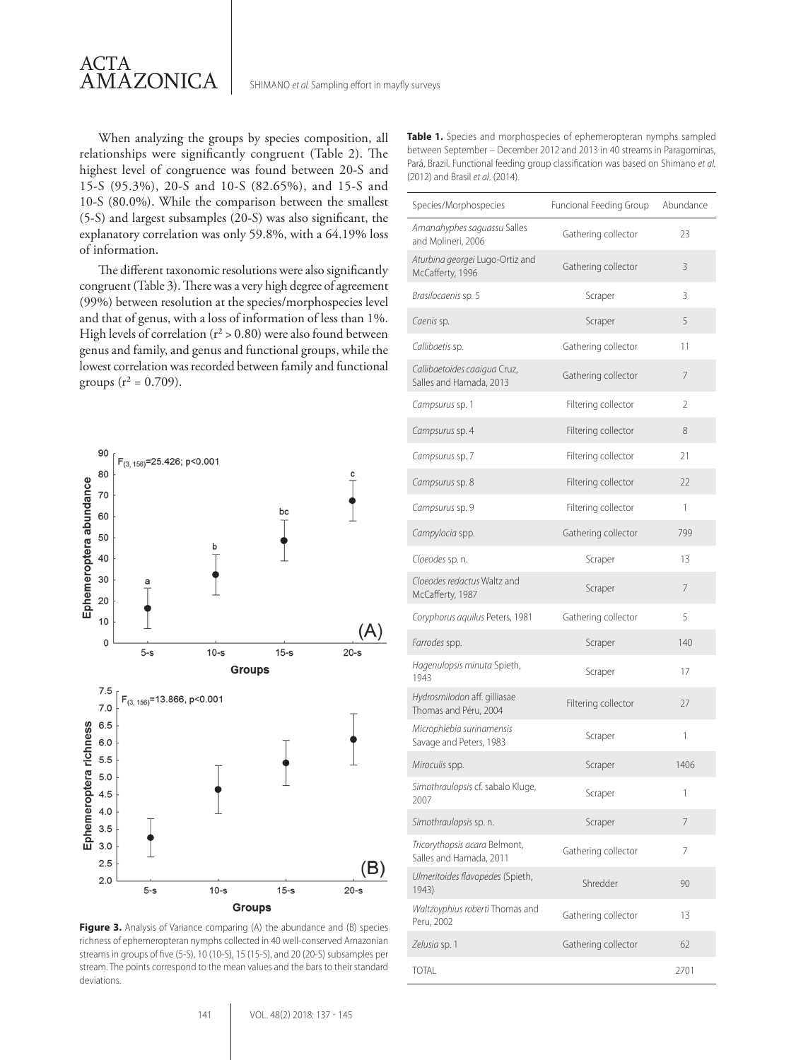When analyzing the groups by species composition, all relationships were significantly congruent (Table 2). The highest level of congruence was found between 20-S and 15-S (95.3%), 20-S and 10-S (82.65%), and 15-S and 10-S (80.0%). While the comparison between the smallest (5-S) and largest subsamples (20-S) was also significant, the explanatory correlation was only 59.8%, with a 64.19% loss of information.

The different taxonomic resolutions were also significantly congruent (Table 3). There was a very high degree of agreement (99%) between resolution at the species/morphospecies level and that of genus, with a loss of information of less than 1%. High levels of correlation ($r^2 > 0.80$) were also found between genus and family, and genus and functional groups, while the lowest correlation was recorded between family and functional groups ($r^2 = 0.709$).

**Figure 3.** Analysis of Variance comparing (A) the abundance and (B) species richness of ephemeropteran nymphs collected in 40 well-conserved Amazonian streams in groups of five (5-S), 10 (10-S), 15 (15-S), and 20 (20-S) subsamples per stream. The points correspond to the mean values and the bars to their standard deviations.

**Table 1.** Species and morphospecies of ephemeropteran nymphs sampled between September – December 2012 and 2013 in 40 streams in Paragominas, Pará, Brazil. Functional feeding group classification was based on Shimano *et al.* (2012) and Brasil *et al.* (2014).

| Species/Morphospecies | Funcional Feeding Group | Abundance |
|---|---|---|
| *Amanahyphes saguassu* Salles and Molineri, 2006 | Gathering collector | 23 |
| *Aturbina georgei* Lugo-Ortiz and McCafferty, 1996 | Gathering collector | 3 |
| *Brasilocaenis* sp. 5 | Scraper | 3 |
| *Caenis* sp. | Scraper | 5 |
| *Callibaetis* sp. | Gathering collector | 11 |
| *Callibaetoides caaigua* Cruz, Salles and Hamada, 2013 | Gathering collector | 7 |
| *Campsurus* sp. 1 | Filtering collector | 2 |
| *Campsurus* sp. 4 | Filtering collector | 8 |
| *Campsurus* sp. 7 | Filtering collector | 21 |
| *Campsurus* sp. 8 | Filtering collector | 22 |
| *Campsurus* sp. 9 | Filtering collector | 1 |
| *Campylocia* spp. | Gathering collector | 799 |
| *Cloeodes* sp. n. | Scraper | 13 |
| *Cloeodes redactus* Waltz and McCafferty, 1987 | Scraper | 7 |
| *Coryphorus aquilus* Peters, 1981 | Gathering collector | 5 |
| *Farrodes* spp. | Scraper | 140 |
| *Hagenulopsis minuta* Spieth, 1943 | Scraper | 17 |
| *Hydrosmilodon* aff. gilliasae Thomas and Péru, 2004 | Filtering collector | 27 |
| *Microphlebia surinamensis* Savage and Peters, 1983 | Scraper | 1 |
| *Miroculis* spp. | Scraper | 1406 |
| *Simothraulopsis* cf. sabalo Kluge, 2007 | Scraper | 1 |
| *Simothraulopsis* sp. n. | Scraper | 7 |
| *Tricorythopsis acara* Belmont, Salles and Hamada, 2011 | Gathering collector | 7 |
| *Ulmeritoides flavopedes* (Spieth, 1943) | Shredder | 90 |
| *Waltzoyphius roberti* Thomas and Peru, 2002 | Gathering collector | 13 |
| *Zelusia* sp. 1 | Gathering collector | 62 |
| TOTAL | | 2701 |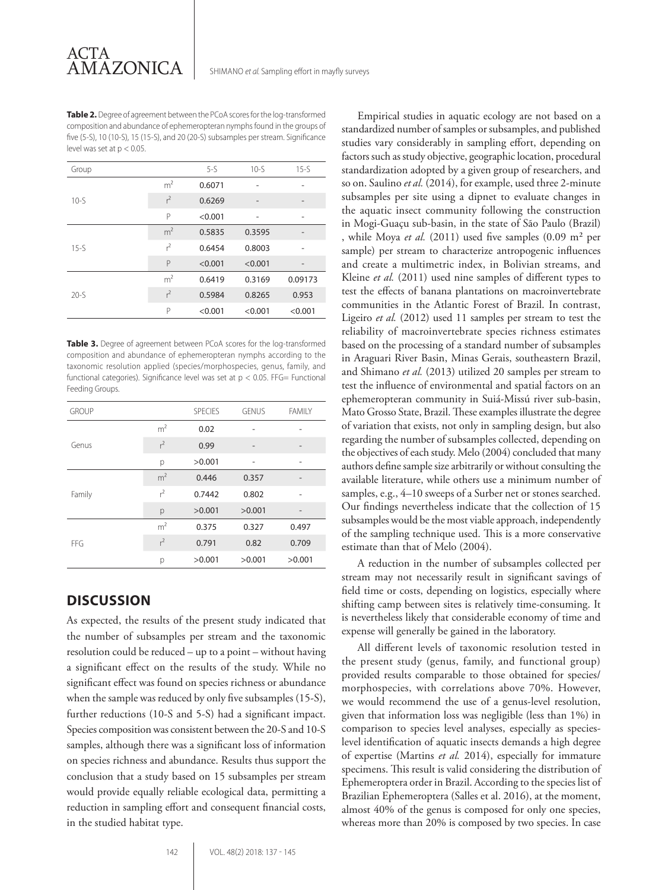**Table 2.** Degree of agreement between the PCoA scores for the log-transformed composition and abundance of ephemeropteran nymphs found in the groups of five (5-S), 10 (10-S), 15 (15-S), and 20 (20-S) subsamples per stream. Significance level was set at $p < 0.05$.

| Group | | 5-S | 10-S | 15-S |
|---|---|---|---|---|
| 10-S | $m^2$ | 0.6071 | - | - |
| | $r^2$ | 0.6269 | - | - |
| | P | <0.001 | - | - |
| 15-S | $m^2$ | 0.5835 | 0.3595 | - |
| | $r^2$ | 0.6454 | 0.8003 | - |
| | P | <0.001 | <0.001 | - |
| 20-S | $m^2$ | 0.6419 | 0.3169 | 0.09173 |
| | $r^2$ | 0.5984 | 0.8265 | 0.953 |
| | P | <0.001 | <0.001 | <0.001 |

**Table 3.** Degree of agreement between PCoA scores for the log-transformed composition and abundance of ephemeropteran nymphs according to the taxonomic resolution applied (species/morphospecies, genus, family, and functional categories). Significance level was set at $p < 0.05$. FFG= Functional Feeding Groups.

| GROUP | | SPECIES | GENUS | FAMILY |
|---|---|---|---|---|
| Genus | $m^2$ | 0.02 | - | - |
| | $r^2$ | 0.99 | - | - |
| | p | >0.001 | - | - |
| Family | $m^2$ | 0.446 | 0.357 | - |
| | $r^2$ | 0.7442 | 0.802 | - |
| | p | >0.001 | >0.001 | - |
| FFG | $m^2$ | 0.375 | 0.327 | 0.497 |
| | $r^2$ | 0.791 | 0.82 | 0.709 |
| | p | >0.001 | >0.001 | >0.001 |

## DISCUSSION

As expected, the results of the present study indicated that the number of subsamples per stream and the taxonomic resolution could be reduced – up to a point – without having a significant effect on the results of the study. While no significant effect was found on species richness or abundance when the sample was reduced by only five subsamples (15-S), further reductions (10-S and 5-S) had a significant impact. Species composition was consistent between the 20-S and 10-S samples, although there was a significant loss of information on species richness and abundance. Results thus support the conclusion that a study based on 15 subsamples per stream would provide equally reliable ecological data, permitting a reduction in sampling effort and consequent financial costs, in the studied habitat type.

Empirical studies in aquatic ecology are not based on a standardized number of samples or subsamples, and published studies vary considerably in sampling effort, depending on factors such as study objective, geographic location, procedural standardization adopted by a given group of researchers, and so on. Saulino *et al.* (2014), for example, used three 2-minute subsamples per site using a dipnet to evaluate changes in the aquatic insect community following the construction in Mogi-Guaçu sub-basin, in the state of São Paulo (Brazil) , while Moya *et al.* (2011) used five samples (0.09 m² per sample) per stream to characterize antropogenic influences and create a multimetric index, in Bolivian streams, and Kleine *et al.* (2011) used nine samples of different types to test the effects of banana plantations on macroinvertebrate communities in the Atlantic Forest of Brazil. In contrast, Ligeiro *et al.* (2012) used 11 samples per stream to test the reliability of macroinvertebrate species richness estimates based on the processing of a standard number of subsamples in Araguari River Basin, Minas Gerais, southeastern Brazil, and Shimano *et al.* (2013) utilized 20 samples per stream to test the influence of environmental and spatial factors on an ephemeropteran community in Suiá-Missú river sub-basin, Mato Grosso State, Brazil. These examples illustrate the degree of variation that exists, not only in sampling design, but also regarding the number of subsamples collected, depending on the objectives of each study. Melo (2004) concluded that many authors define sample size arbitrarily or without consulting the available literature, while others use a minimum number of samples, e.g., 4–10 sweeps of a Surber net or stones searched. Our findings nevertheless indicate that the collection of 15 subsamples would be the most viable approach, independently of the sampling technique used. This is a more conservative estimate than that of Melo (2004).

A reduction in the number of subsamples collected per stream may not necessarily result in significant savings of field time or costs, depending on logistics, especially where shifting camp between sites is relatively time-consuming. It is nevertheless likely that considerable economy of time and expense will generally be gained in the laboratory.

All different levels of taxonomic resolution tested in the present study (genus, family, and functional group) provided results comparable to those obtained for species/morphospecies, with correlations above 70%. However, we would recommend the use of a genus-level resolution, given that information loss was negligible (less than 1%) in comparison to species level analyses, especially as species-level identification of aquatic insects demands a high degree of expertise (Martins *et al.* 2014), especially for immature specimens. This result is valid considering the distribution of Ephemeroptera order in Brazil. According to the species list of Brazilian Ephemeroptera (Salles et al. 2016), at the moment, almost 40% of the genus is composed for only one species, whereas more than 20% is composed by two species. In case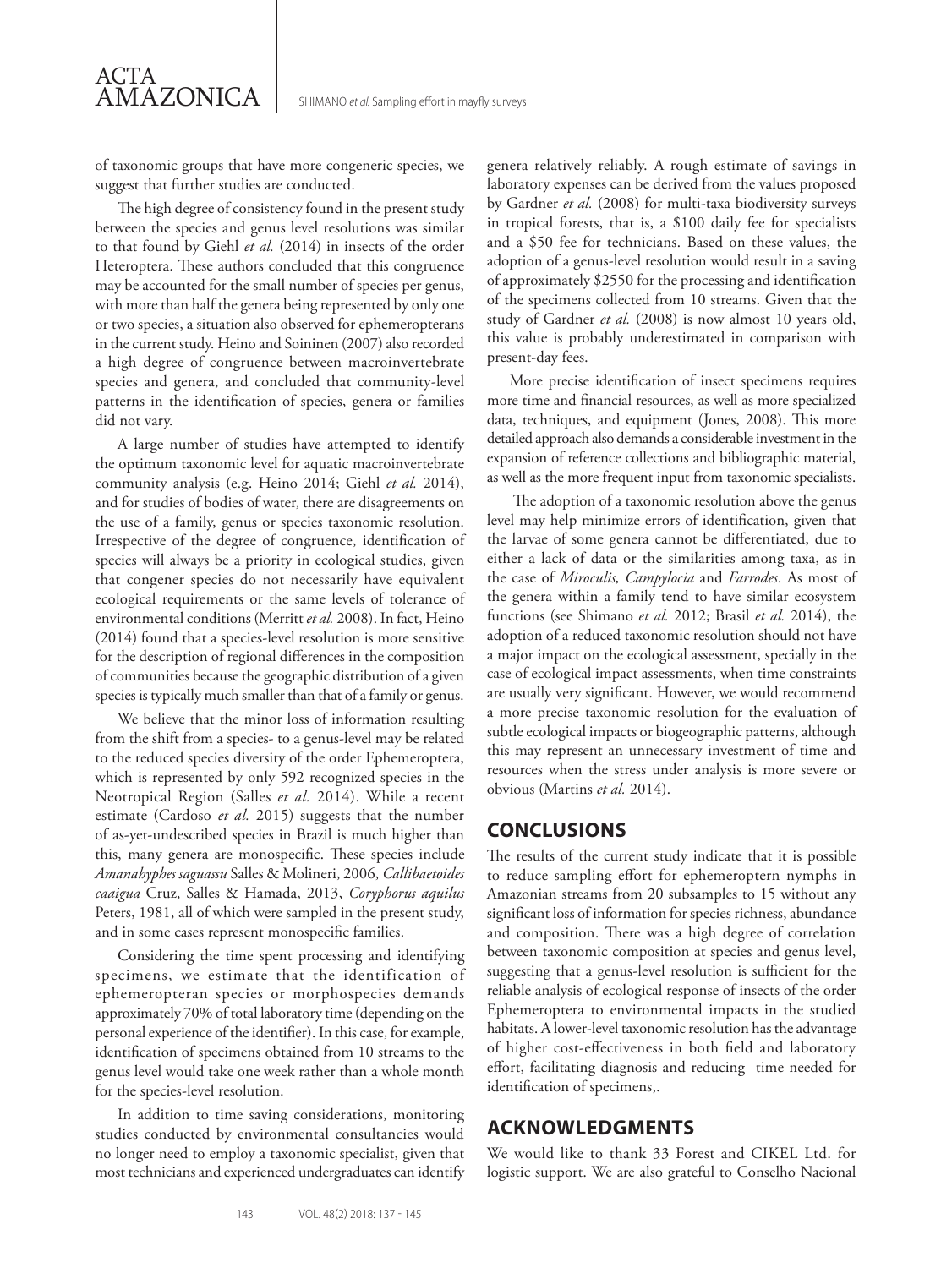of taxonomic groups that have more congeneric species, we suggest that further studies are conducted.

The high degree of consistency found in the present study between the species and genus level resolutions was similar to that found by Giehl *et al.* (2014) in insects of the order Heteroptera. These authors concluded that this congruence may be accounted for the small number of species per genus, with more than half the genera being represented by only one or two species, a situation also observed for ephemeropterans in the current study. Heino and Soininen (2007) also recorded a high degree of congruence between macroinvertebrate species and genera, and concluded that community-level patterns in the identification of species, genera or families did not vary.

A large number of studies have attempted to identify the optimum taxonomic level for aquatic macroinvertebrate community analysis (e.g. Heino 2014; Giehl *et al.* 2014), and for studies of bodies of water, there are disagreements on the use of a family, genus or species taxonomic resolution. Irrespective of the degree of congruence, identification of species will always be a priority in ecological studies, given that congener species do not necessarily have equivalent ecological requirements or the same levels of tolerance of environmental conditions (Merritt *et al.* 2008). In fact, Heino (2014) found that a species-level resolution is more sensitive for the description of regional differences in the composition of communities because the geographic distribution of a given species is typically much smaller than that of a family or genus.

We believe that the minor loss of information resulting from the shift from a species- to a genus-level may be related to the reduced species diversity of the order Ephemeroptera, which is represented by only 592 recognized species in the Neotropical Region (Salles *et al.* 2014). While a recent estimate (Cardoso *et al.* 2015) suggests that the number of as-yet-undescribed species in Brazil is much higher than this, many genera are monospecific. These species include *Amanahyphes saguassu* Salles & Molineri, 2006, *Callibaetoides caaigua* Cruz, Salles & Hamada, 2013, *Coryphorus aquilus* Peters, 1981, all of which were sampled in the present study, and in some cases represent monospecific families.

Considering the time spent processing and identifying specimens, we estimate that the identification of ephemeropteran species or morphospecies demands approximately 70% of total laboratory time (depending on the personal experience of the identifier). In this case, for example, identification of specimens obtained from 10 streams to the genus level would take one week rather than a whole month for the species-level resolution.

In addition to time saving considerations, monitoring studies conducted by environmental consultancies would no longer need to employ a taxonomic specialist, given that most technicians and experienced undergraduates can identify genera relatively reliably. A rough estimate of savings in laboratory expenses can be derived from the values proposed by Gardner *et al.* (2008) for multi-taxa biodiversity surveys in tropical forests, that is, a \$100 daily fee for specialists and a \$50 fee for technicians. Based on these values, the adoption of a genus-level resolution would result in a saving of approximately \$2550 for the processing and identification of the specimens collected from 10 streams. Given that the study of Gardner *et al.* (2008) is now almost 10 years old, this value is probably underestimated in comparison with present-day fees.

More precise identification of insect specimens requires more time and financial resources, as well as more specialized data, techniques, and equipment (Jones, 2008). This more detailed approach also demands a considerable investment in the expansion of reference collections and bibliographic material, as well as the more frequent input from taxonomic specialists.

The adoption of a taxonomic resolution above the genus level may help minimize errors of identification, given that the larvae of some genera cannot be differentiated, due to either a lack of data or the similarities among taxa, as in the case of *Miroculis, Campylocia* and *Farrodes*. As most of the genera within a family tend to have similar ecosystem functions (see Shimano *et al.* 2012; Brasil *et al.* 2014), the adoption of a reduced taxonomic resolution should not have a major impact on the ecological assessment, specially in the case of ecological impact assessments, when time constraints are usually very significant. However, we would recommend a more precise taxonomic resolution for the evaluation of subtle ecological impacts or biogeographic patterns, although this may represent an unnecessary investment of time and resources when the stress under analysis is more severe or obvious (Martins *et al.* 2014).

## CONCLUSIONS

The results of the current study indicate that it is possible to reduce sampling effort for ephemeroptern nymphs in Amazonian streams from 20 subsamples to 15 without any significant loss of information for species richness, abundance and composition. There was a high degree of correlation between taxonomic composition at species and genus level, suggesting that a genus-level resolution is sufficient for the reliable analysis of ecological response of insects of the order Ephemeroptera to environmental impacts in the studied habitats. A lower-level taxonomic resolution has the advantage of higher cost-effectiveness in both field and laboratory effort, facilitating diagnosis and reducing time needed for identification of specimens,.

## ACKNOWLEDGMENTS

We would like to thank 33 Forest and CIKEL Ltd. for logistic support. We are also grateful to Conselho Nacional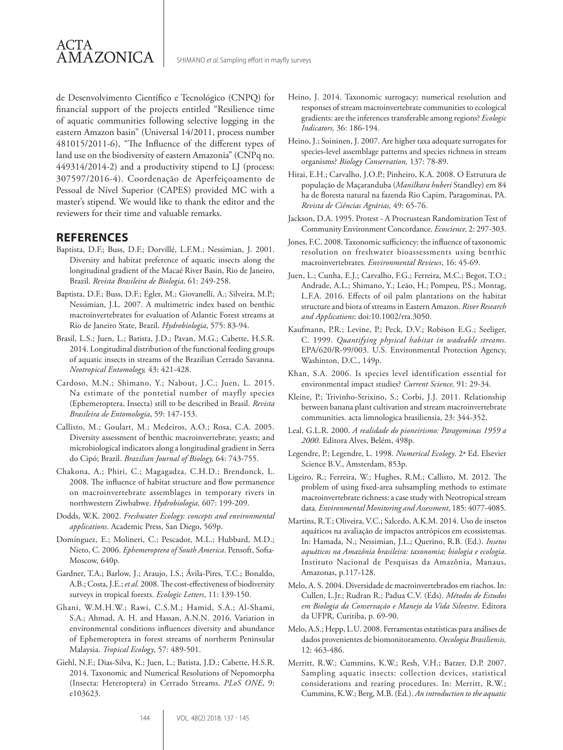de Desenvolvimento Científico e Tecnológico (CNPQ) for financial support of the projects entitled "Resilience time of aquatic communities following selective logging in the eastern Amazon basin" (Universal 14/2011, process number 481015/2011-6), "The Influence of the different types of land use on the biodiversity of eastern Amazonia" (CNPq no. 449314/2014-2) and a productivity stipend to LJ (process: 307597/2016-4). Coordenação de Aperfeiçoamento de Pessoal de Nível Superior (CAPES) provided MC with a master's stipend. We would like to thank the editor and the reviewers for their time and valuable remarks.

## REFERENCES

Baptista, D.F.; Buss, D.F.; Dorvillé, L.F.M.; Nessimian, J. 2001. Diversity and habitat preference of aquatic insects along the longitudinal gradient of the Macaé River Basin, Rio de Janeiro, Brazil. *Revista Brasileira de Biologia,* 61: 249-258.

Baptista, D.F.; Buss, D.F.; Egler, M.; Giovanelli, A.; Silveira, M.P.; Nessimian, J.L. 2007. A multimetric index based on benthic macroinvertebrates for evaluation of Atlantic Forest streams at Rio de Janeiro State, Brazil. *Hydrobiologia*, 575: 83-94.

Brasil, L.S.; Juen, L.; Batista, J.D.; Pavan, M.G.; Cabette, H.S.R. 2014. Longitudinal distribution of the functional feeding groups of aquatic insects in streams of the Brazilian Cerrado Savanna. *Neotropical Entomology,* 43: 421-428.

Cardoso, M.N.; Shimano, Y.; Nabout, J.C.; Juen, L. 2015. Na estimate of the pontetial number of mayfly species (Ephemeroptera, Insecta) still to be described in Brasil. *Revista Brasileira de Entomologia*, 59: 147-153.

Callisto, M.; Goulart, M.; Medeiros, A.O.; Rosa, C.A. 2005. Diversity assessment of benthic macroinvertebrate; yeasts; and microbiological indicators along a longitudinal gradient in Serra do Cipó; Brazil. *Brazilian Journal of Biology,* 64: 743-755.

Chakona, A.; Phiri, C.; Magagadza, C.H.D.; Brendonck, L. 2008. The influence of habitat structure and flow permanence on macroinvertebrate assemblages in temporary rivers in northwestern Ziwbabwe. *Hydrobiologia,* 607: 199-209.

Dodds, W.K. 2002. *Freshwater Ecology: concepts and environmental applications*. Academic Press, San Diego, 569p.

Domínguez, E.; Molineri, C.; Pescador, M.L.; Hubbard, M.D.; Nieto, C. 2006. *Ephemeroptera of South America*. Pensoft, Sofia-Moscow, 640p.

Gardner, T.A.; Barlow, J.; Araujo, I.S.; Ávila-Pires, T.C.; Bonaldo, A.B.; Costa, J.E.; *et al.* 2008. The cost-effectiveness of biodiversity surveys in tropical forests. *Ecologic Letters*, 11: 139-150.

Ghani, W.M.H.W.; Rawi, C.S.M.; Hamid, S.A.; Al-Shami, S.A.; Ahmad, A. H. and Hassan, A.N.N. 2016. Variation in environmental conditions influences diversity and abundance of Ephemeroptera in forest streams of northerm Peninsular Malaysia. *Tropical Ecology*, 57: 489-501.

Giehl, N.F.; Dias-Silva, K.; Juen, L.; Batista, J.D.; Cabette, H.S.R. 2014. Taxonomic and Numerical Resolutions of Nepomorpha (Insecta: Heteroptera) in Cerrado Streams. *PLoS ONE*, 9: e103623.

Heino, J. 2014. Taxonomic surrogacy; numerical resolution and responses of stream macroinvertebrate communities to ecological gradients: are the inferences transferable among regions? *Ecologic Indicators,* 36: 186-194.

Heino, J.; Soininen, J. 2007. Are higher taxa adequate surrogates for species-level assemblage patterns and species richness in stream organisms? *Biology Conservation,* 137: 78-89.

Hirai, E.H.; Carvalho, J.O.P.; Pinheiro, K.A. 2008. O Estrutura de população de Maçaranduba (*Manilkara huberi* Standley) em 84 ha de floresta natural na fazenda Rio Capim, Paragominas, PA. *Revista de Ciências Agrárias,* 49: 65-76.

Jackson, D.A. 1995. Protest - A Procrustean Randomization Test of Community Environment Concordance. *Ecoscience,* 2: 297-303.

Jones, F.C. 2008. Taxonomic sufficiency: the influence of taxonomic resolution on freshwater bioassessments using benthic macroinvertebrates. *Environmental Reviews*, 16: 45-69.

Juen, L.; Cunha, E.J.; Carvalho, F.G.; Ferreira, M.C.; Begot, T.O.; Andrade, A.L.; Shimano, Y.; Leão, H.; Pompeu, P.S.; Montag, L.F.A. 2016. Effects of oil palm plantations on the habitat structure and biota of streams in Eastern Amazon. *River Research and Applications*: doi:10.1002/rra.3050.

Kaufmann, P.R.; Levine, P.; Peck, D.V.; Robison E.G.; Seeliger, C. 1999. *Quantifying physical habitat in wadeable streams*. EPA/620/R-99/003. U.S. Environmental Protection Agency, Washinton, D.C., 149p.

Khan, S.A. 2006. Is species level identification essential for environmental impact studies? *Current Science,* 91: 29-34.

Kleine, P.; Trivinho-Strixino, S.; Corbi, J.J. 2011. Relationship between banana plant cultivation and stream macroinvertebrate communities. acta limnologica brasiliensia, 23: 344-352.

Leal, G.L.R. 2000. *A realidade do pioneirismo: Paragominas 1959 a 2000*. Editora Alves, Belém, 498p.

Legendre, P.; Legendre, L. 1998. *Numerical Ecology*. 2ª Ed. Elsevier Science B.V., Amsterdam, 853p.

Ligeiro, R.; Ferreira, W.; Hughes, R.M.; Callisto, M. 2012. The problem of using fixed-area subsampling methods to estimate macroinvertebrate richness: a case study with Neotropical stream data. *Environmental Monitoring and Assessment*, 185: 4077-4085.

Martins, R.T.; Oliveira, V.C.; Salcedo, A.K.M. 2014. Uso de insetos aquáticos na avaliação de impactos antrópicos em ecossistemas. In: Hamada, N.; Nessimian, J.L.; Querino, R.B. (Ed.). *Insetos aquáticos na Amazônia brasileira: taxonomia; biologia e ecologia*. Instituto Nacional de Pesquisas da Amazônia, Manaus, Amazonas, p.117-128.

Melo, A. S. 2004. Diversidade de macroinvertebrados em riachos. In: Cullen, L.Jr.; Rudran R.; Padua C.V. (Eds). *Métodos de Estudos em Biologia da Conservação e Manejo da Vida Silvestre*. Editora da UFPR, Curitiba, p. 69-90.

Melo, A.S.; Hepp, L.U. 2008. Ferramentas estatísticas para análises de dados provenientes de biomonitoramento. *Oecologia Brasiliensis,* 12: 463-486.

Merritt, R.W.; Cummins, K.W.; Resh, V.H.; Batzer, D.P. 2007. Sampling aquatic insects: collection devices, statistical considerations and rearing procedures. In: Merritt, R.W.; Cummins, K.W.; Berg, M.B. (Ed.). *An introduction to the aquatic*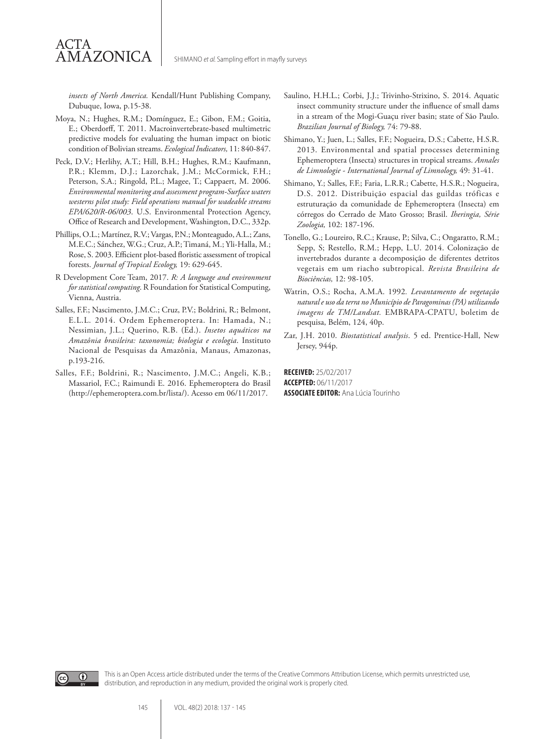*insects of North America.* Kendall/Hunt Publishing Company, Dubuque, Iowa, p.15-38.

Moya, N.; Hughes, R.M.; Domínguez, E.; Gibon, F.M.; Goitia, E.; Oberdorff, T. 2011. Macroinvertebrate-based multimetric predictive models for evaluating the human impact on biotic condition of Bolivian streams. *Ecological Indicators,* 11: 840-847.

Peck, D.V.; Herlihy, A.T.; Hill, B.H.; Hughes, R.M.; Kaufmann, P.R.; Klemm, D.J.; Lazorchak, J.M.; McCormick, F.H.; Peterson, S.A.; Ringold, P.L.; Magee, T.; Cappaert, M. 2006. *Environmental monitoring and assessment program-Surface waters westerns pilot study: Field operations manual for wadeable streams EPA/620/R-06/003.* U.S. Environmental Protection Agency, Office of Research and Development, Washington, D.C., 332p.

Phillips, O.L.; Martínez, R.V.; Vargas, P.N.; Monteagudo, A.L.; Zans, M.E.C.; Sánchez, W.G.; Cruz, A.P.; Timaná, M.; Yli-Halla, M.; Rose, S. 2003. Efficient plot-based floristic assessment of tropical forests. *Journal of Tropical Ecology,* 19: 629-645.

R Development Core Team, 2017. *R: A language and environment for statistical computing.* R Foundation for Statistical Computing, Vienna, Austria.

Salles, F.F.; Nascimento, J.M.C.; Cruz, P.V.; Boldrini, R.; Belmont, E.L.L. 2014. Ordem Ephemeroptera. In: Hamada, N.; Nessimian, J.L.; Querino, R.B. (Ed.). *Insetos aquáticos na Amazônia brasileira: taxonomia; biologia e ecologia*. Instituto Nacional de Pesquisas da Amazônia, Manaus, Amazonas, p.193-216.

Salles, F.F.; Boldrini, R.; Nascimento, J.M.C.; Angeli, K.B.; Massariol, F.C.; Raimundi E. 2016. Ephemeroptera do Brasil (http://ephemeroptera.com.br/lista/). Acesso em 06/11/2017.

Saulino, H.H.L.; Corbi, J.J.; Trivinho-Strixino, S. 2014. Aquatic insect community structure under the influence of small dams in a stream of the Mogi-Guaçu river basin; state of São Paulo. *Brazilian Journal of Biology,* 74: 79-88.

Shimano, Y.; Juen, L.; Salles, F.F.; Nogueira, D.S.; Cabette, H.S.R. 2013. Environmental and spatial processes determining Ephemeroptera (Insecta) structures in tropical streams. *Annales de Limnologie - International Journal of Limnology,* 49: 31-41.

Shimano, Y.; Salles, F.F.; Faria, L.R.R.; Cabette, H.S.R.; Nogueira, D.S. 2012. Distribuição espacial das guildas tróficas e estruturação da comunidade de Ephemeroptera (Insecta) em córregos do Cerrado de Mato Grosso; Brasil. *Iheringia, Série Zoologia,* 102: 187-196.

Tonello, G.; Loureiro, R.C.; Krause, P.; Silva, C.; Ongaratto, R.M.; Sepp, S; Restello, R.M.; Hepp, L.U. 2014. Colonização de invertebrados durante a decomposição de diferentes detritos vegetais em um riacho subtropical. *Revista Brasileira de Biociências,* 12: 98-105.

Watrin, O.S.; Rocha, A.M.A. 1992. *Levantamento de vegetação natural e uso da terra no Município de Paragominas (PA) utilizando imagens de TM/Landsat.* EMBRAPA-CPATU, boletim de pesquisa, Belém, 124, 40p.

Zar, J.H. 2010. *Biostatistical analysis*. 5 ed. Prentice-Hall, New Jersey, 944p.

**RECEIVED:** 25/02/2017
**ACCEPTED:** 06/11/2017
**ASSOCIATE EDITOR:** Ana Lúcia Tourinho

This is an Open Access article distributed under the terms of the Creative Commons Attribution License, which permits unrestricted use, distribution, and reproduction in any medium, provided the original work is properly cited.